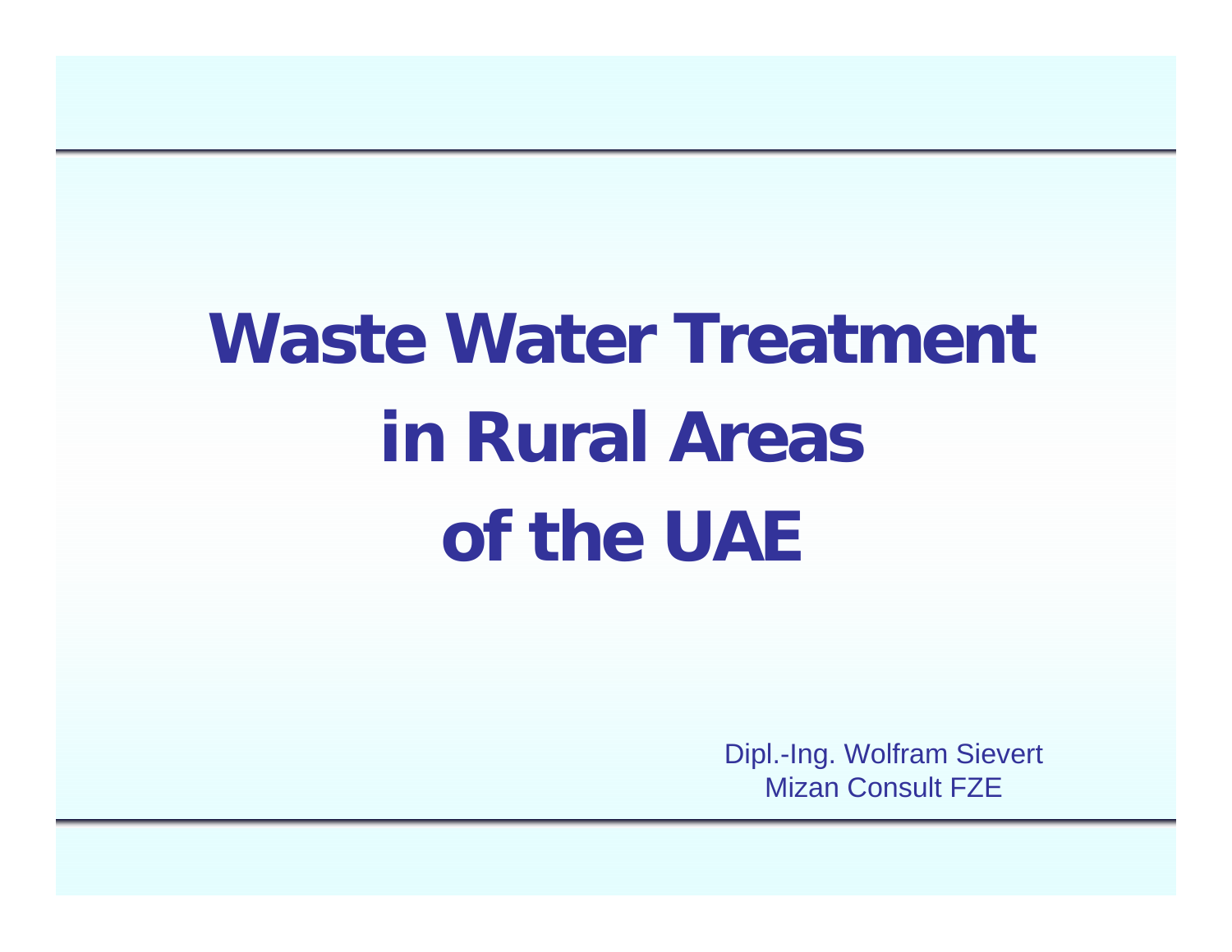# Waste Water Treatment in Rural Areas of the UAE

Dipl.-Ing. Wolfram Sievert
Mizan Consult FZE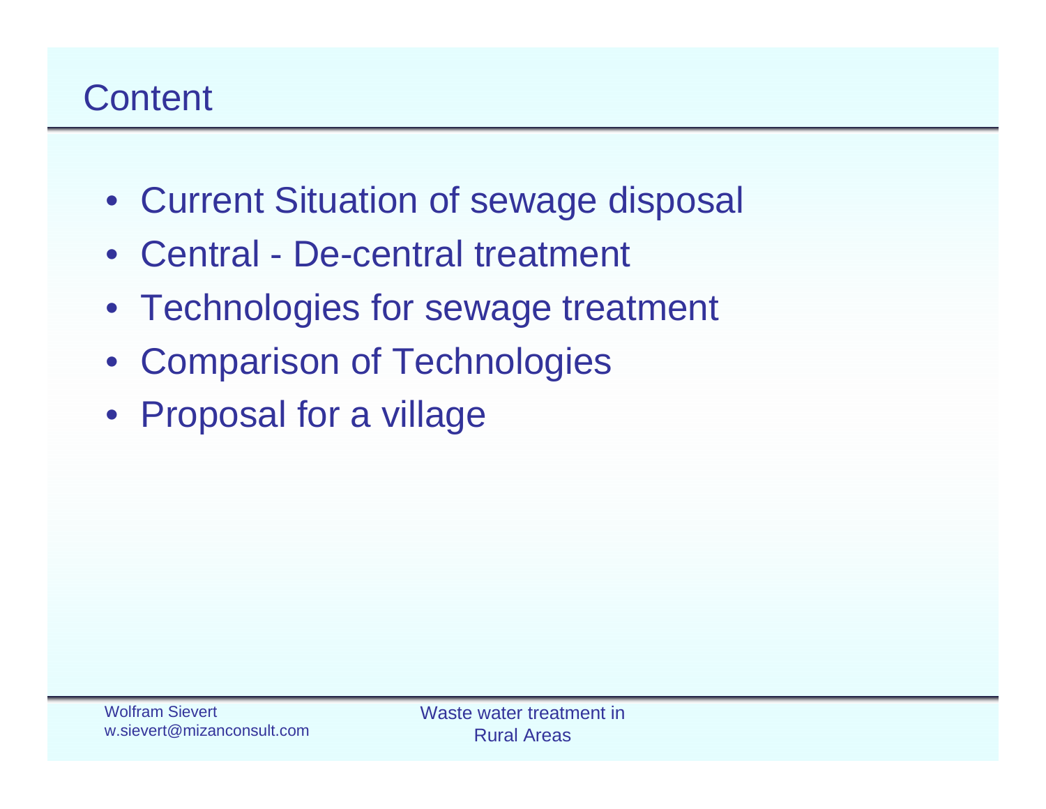# Content

- Current Situation of sewage disposal
- Central - De-central treatment
- Technologies for sewage treatment
- Comparison of Technologies
- Proposal for a village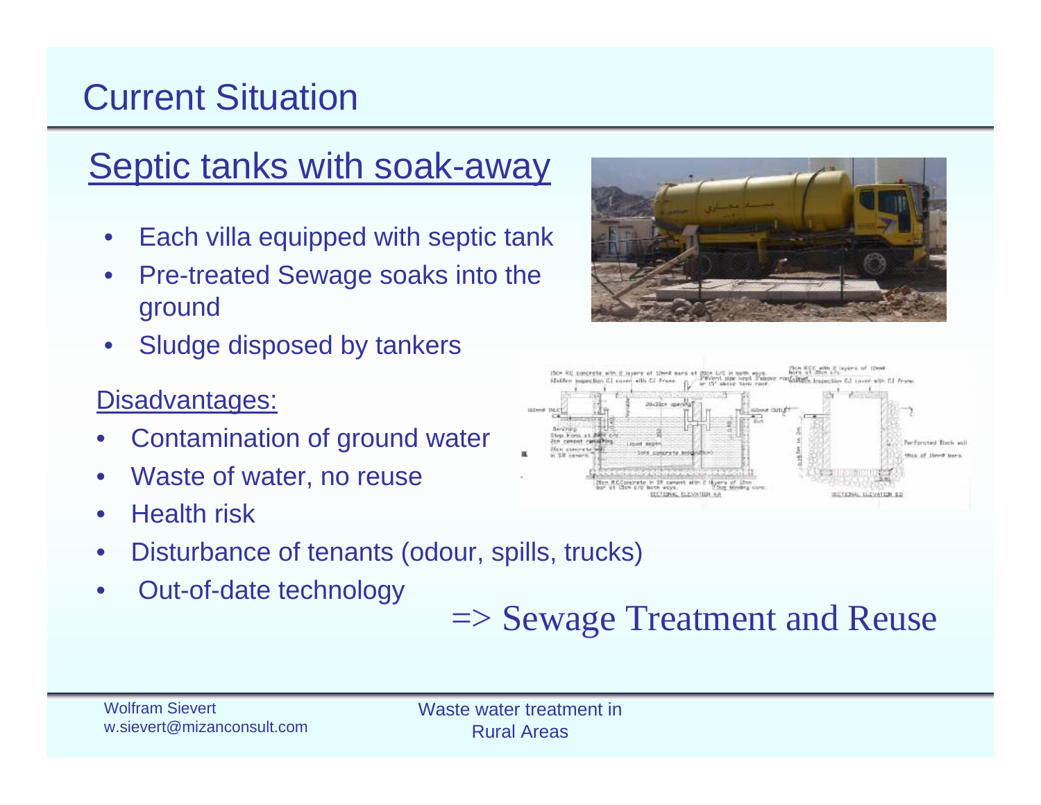# Current Situation

## Septic tanks with soak-away

- Each villa equipped with septic tank
- Pre-treated Sewage soaks into the ground
- Sludge disposed by tankers

Disadvantages:

- Contamination of ground water
- Waste of water, no reuse
- Health risk
- Disturbance of tenants (odour, spills, trucks)
- Out-of-date technology

=> Sewage Treatment and Reuse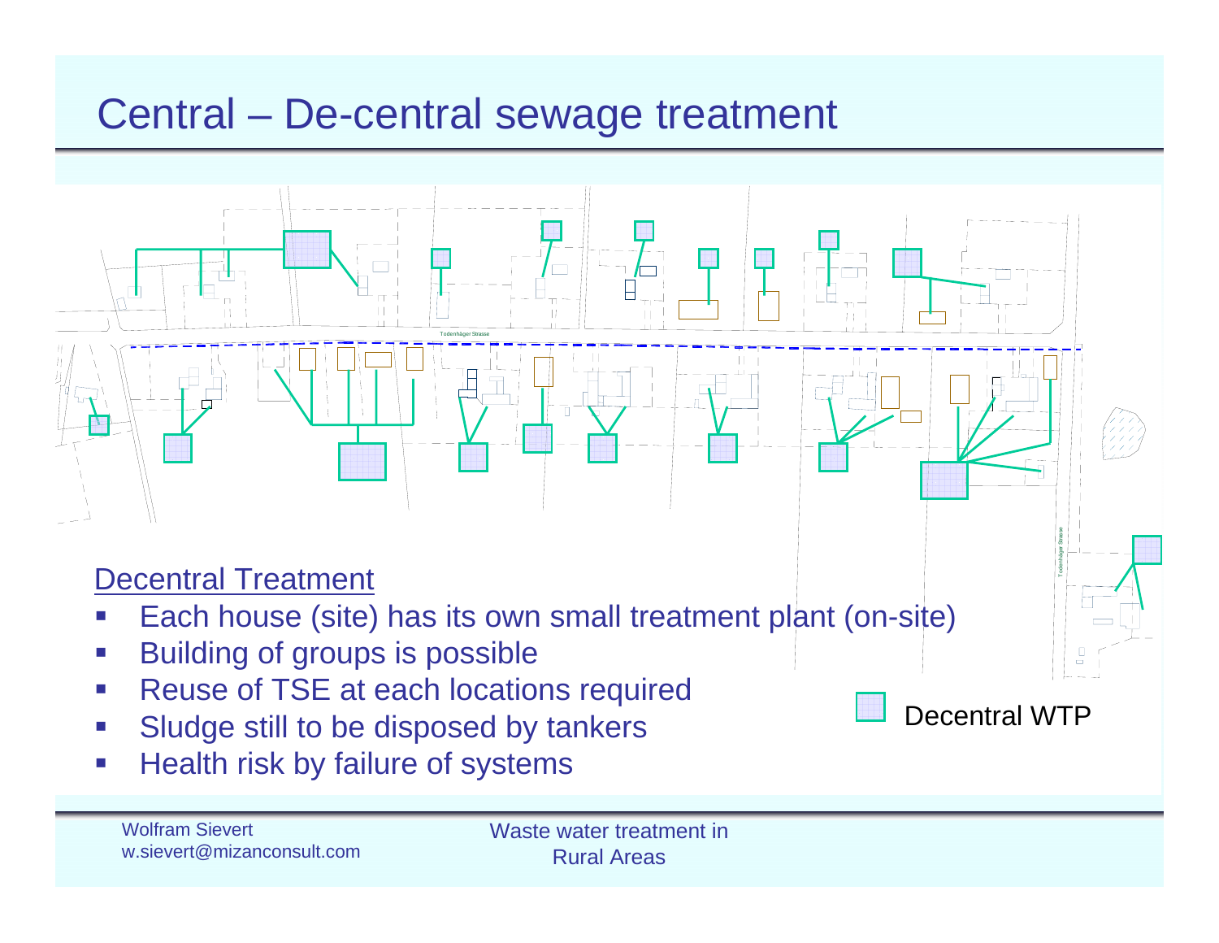# Central – De-central sewage treatment

Decentral Treatment

- Each house (site) has its own small treatment plant (on-site)
- Building of groups is possible
- Reuse of TSE at each locations required
- Sludge still to be disposed by tankers
- Health risk by failure of systems

Decentral WTP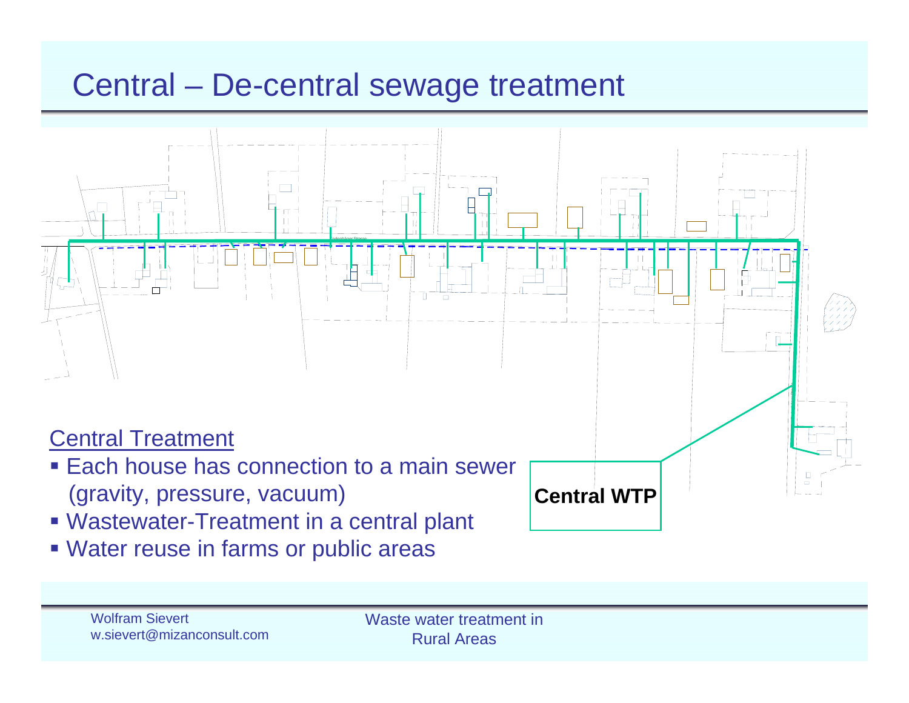# Central – De-central sewage treatment

Central WTP

## Central Treatment

- Each house has connection to a main sewer (gravity, pressure, vacuum)
- Wastewater-Treatment in a central plant
- Water reuse in farms or public areas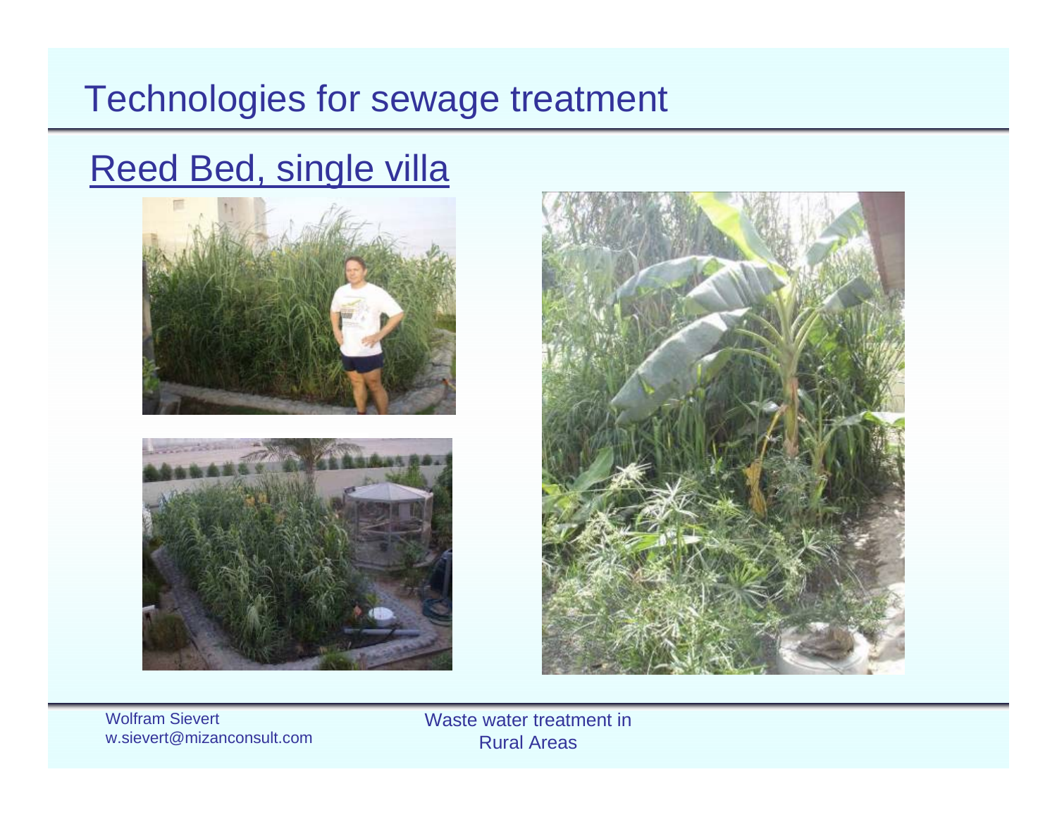# Technologies for sewage treatment

## Reed Bed, single villa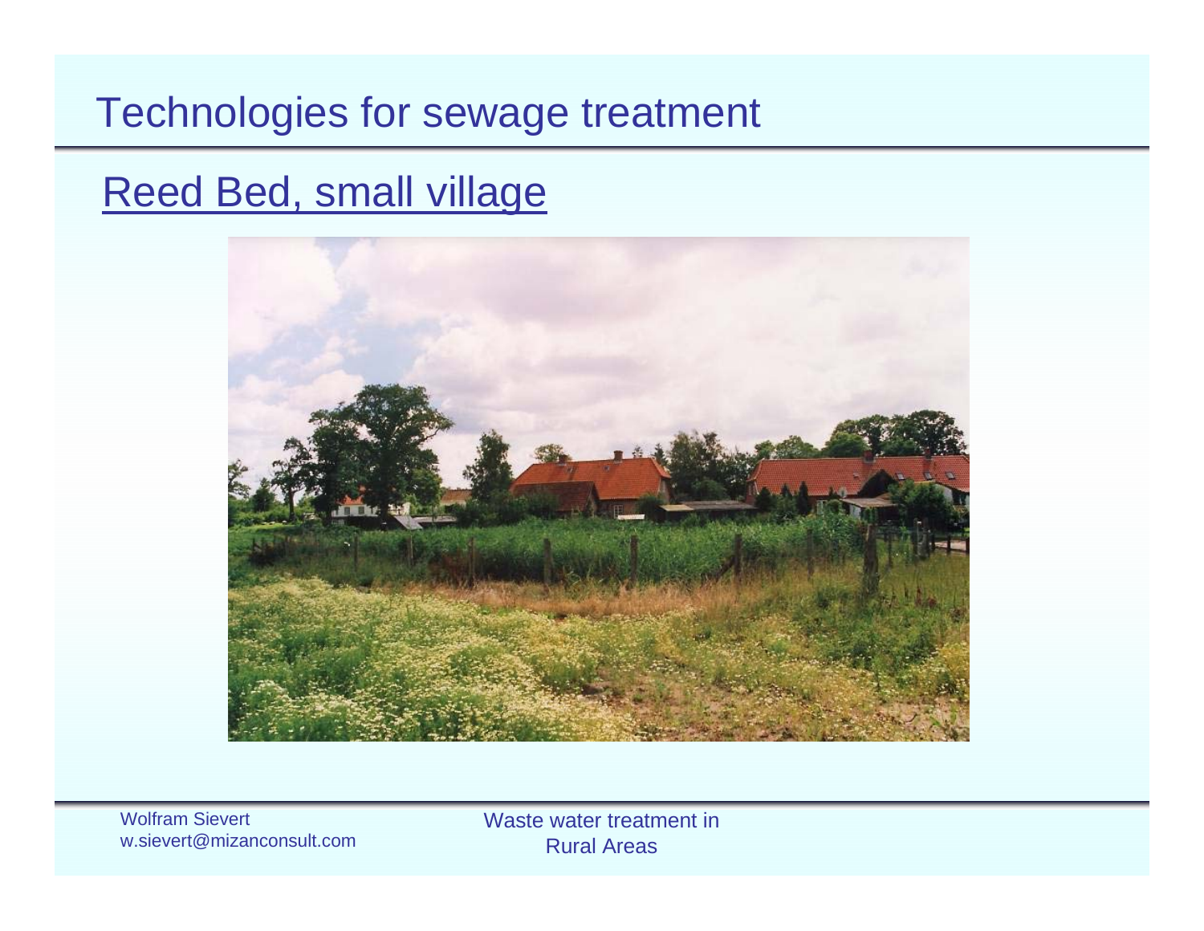# Technologies for sewage treatment

## Reed Bed, small village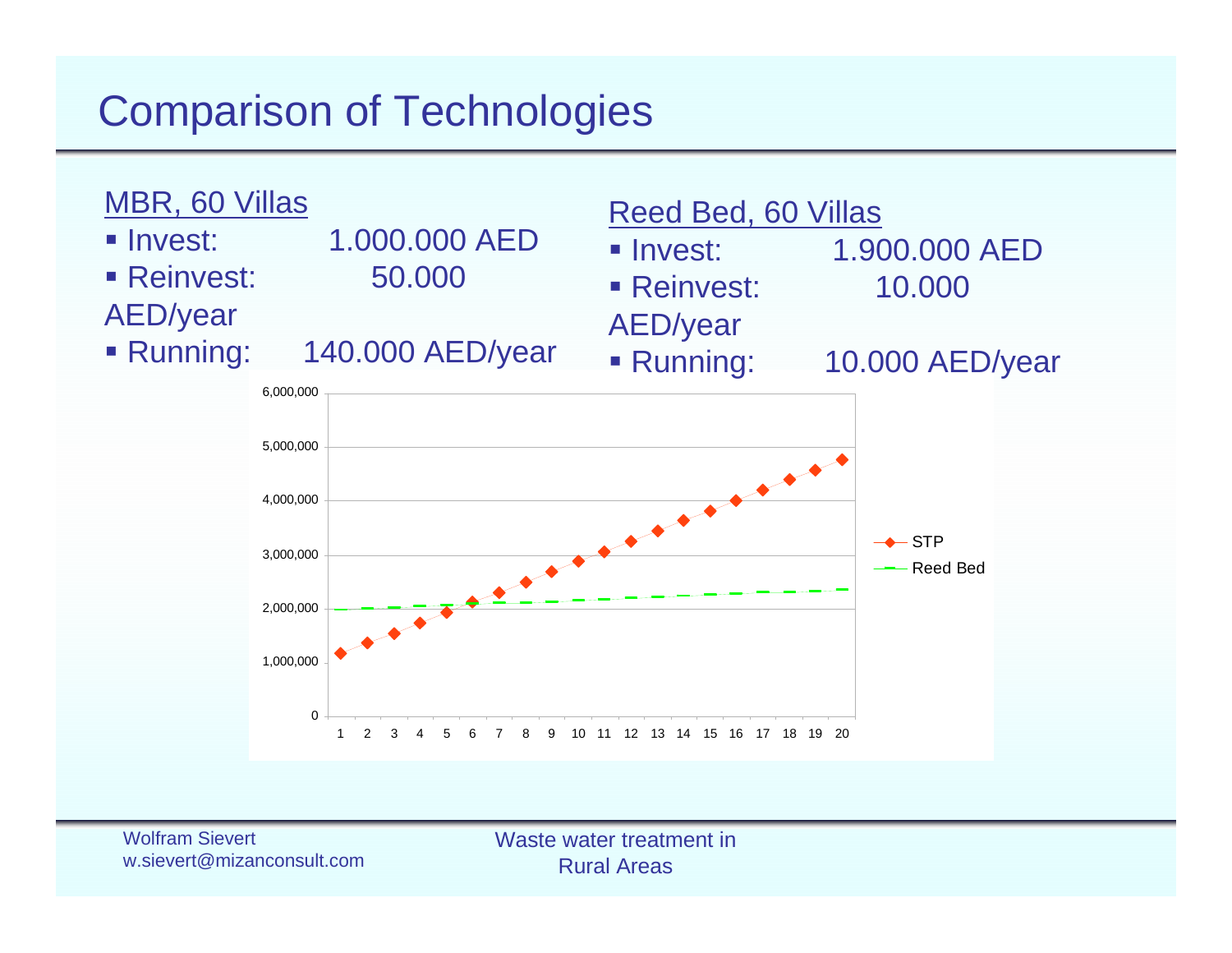# Comparison of Technologies

**MBR, 60 Villas**

- Invest: 1.000.000 AED
- Reinvest: 50.000 AED/year
- Running: 140.000 AED/year

**Reed Bed, 60 Villas**

- Invest: 1.900.000 AED
- Reinvest: 10.000 AED/year
- Running: 10.000 AED/year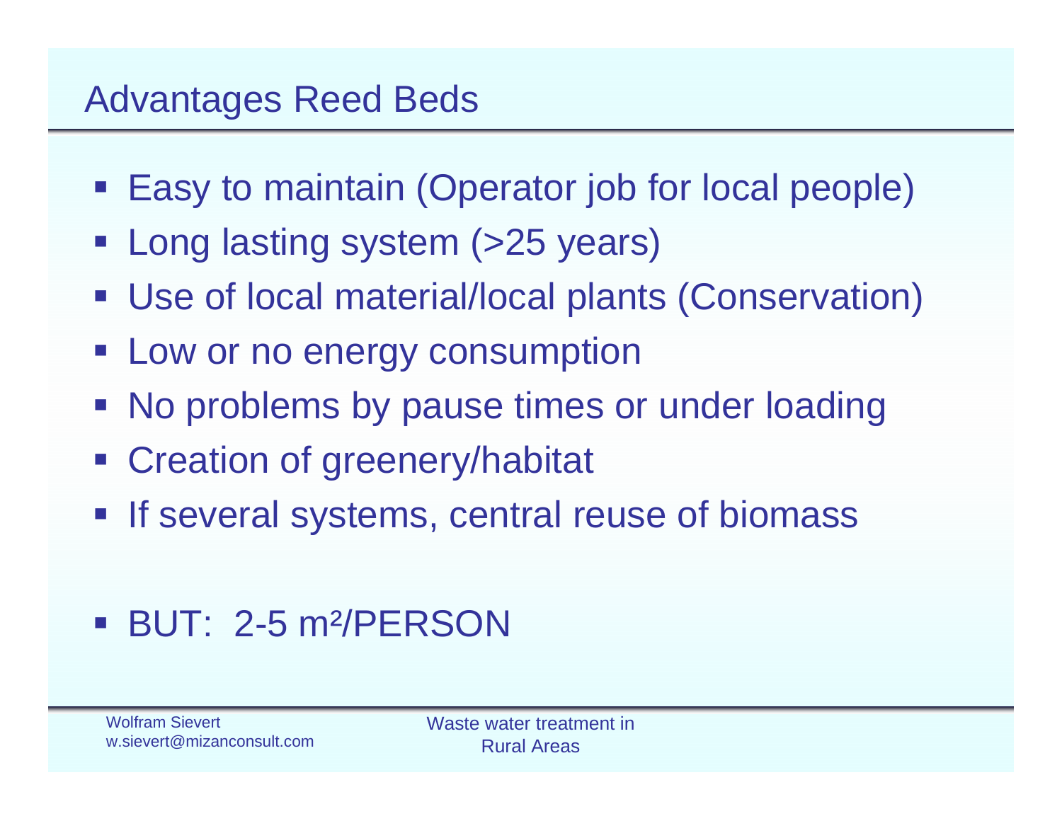# Advantages Reed Beds

- Easy to maintain (Operator job for local people)
- Long lasting system (>25 years)
- Use of local material/local plants (Conservation)
- Low or no energy consumption
- No problems by pause times or under loading
- Creation of greenery/habitat
- If several systems, central reuse of biomass

- BUT: 2-5 $m^2$/PERSON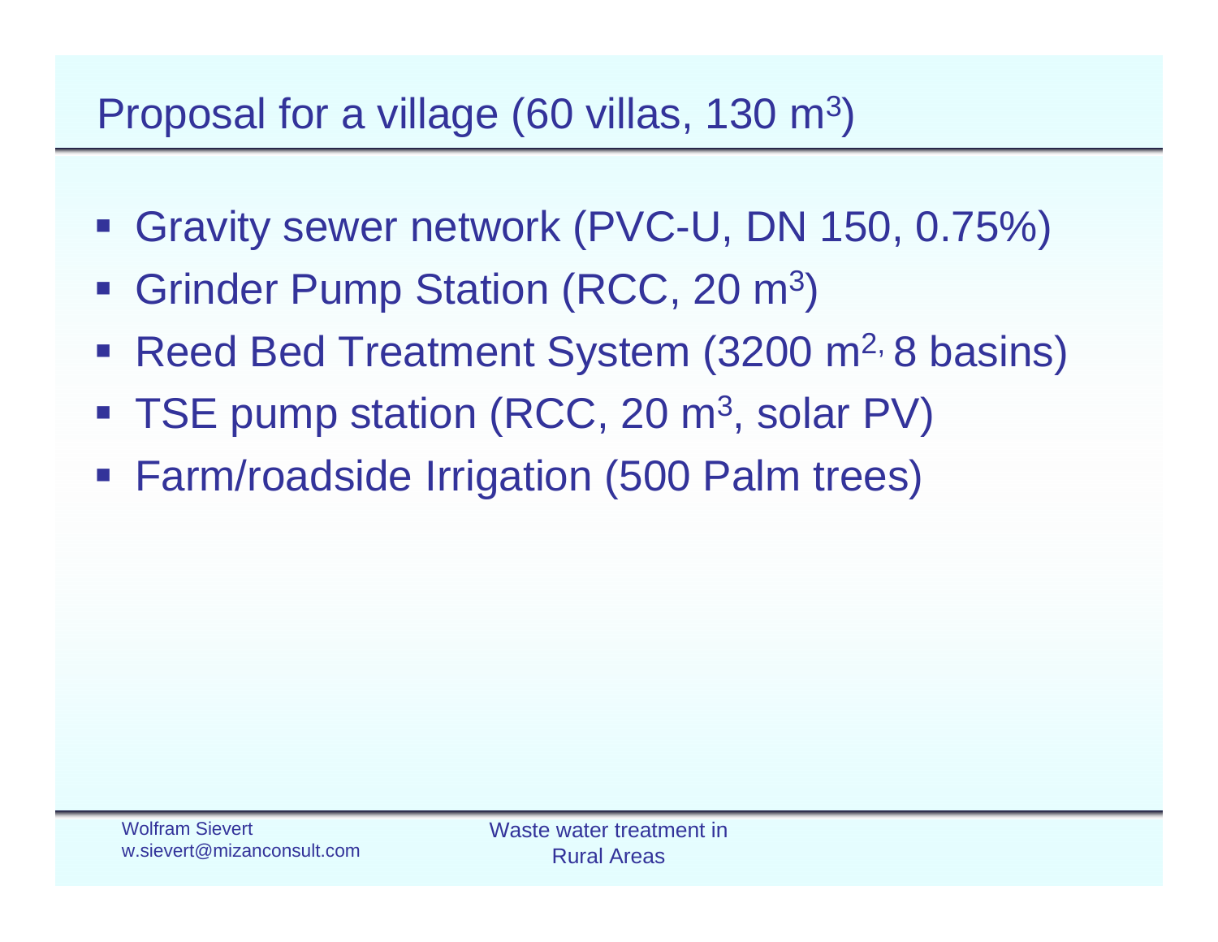# Proposal for a village (60 villas, 130 $m^3$)

- Gravity sewer network (PVC-U, DN 150, 0.75%)
- Grinder Pump Station (RCC, 20 $m^3$)
- Reed Bed Treatment System (3200 $m^2$, 8 basins)
- TSE pump station (RCC, 20 $m^3$, solar PV)
- Farm/roadside Irrigation (500 Palm trees)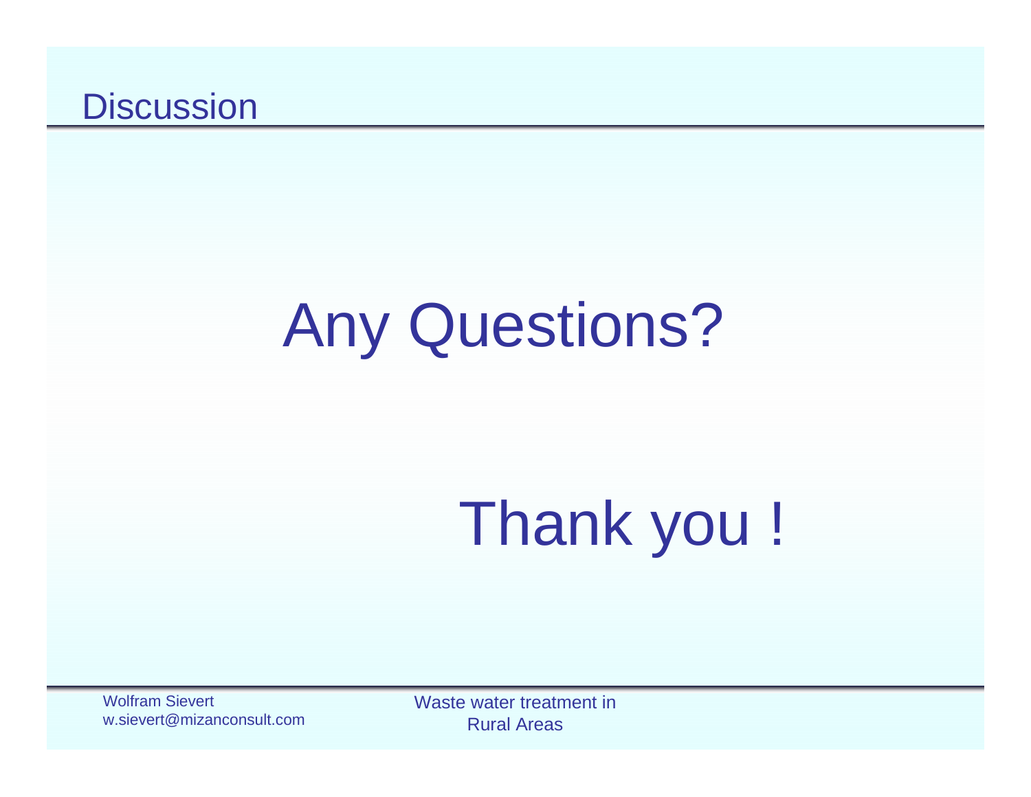# Discussion

Any Questions?

Thank you !